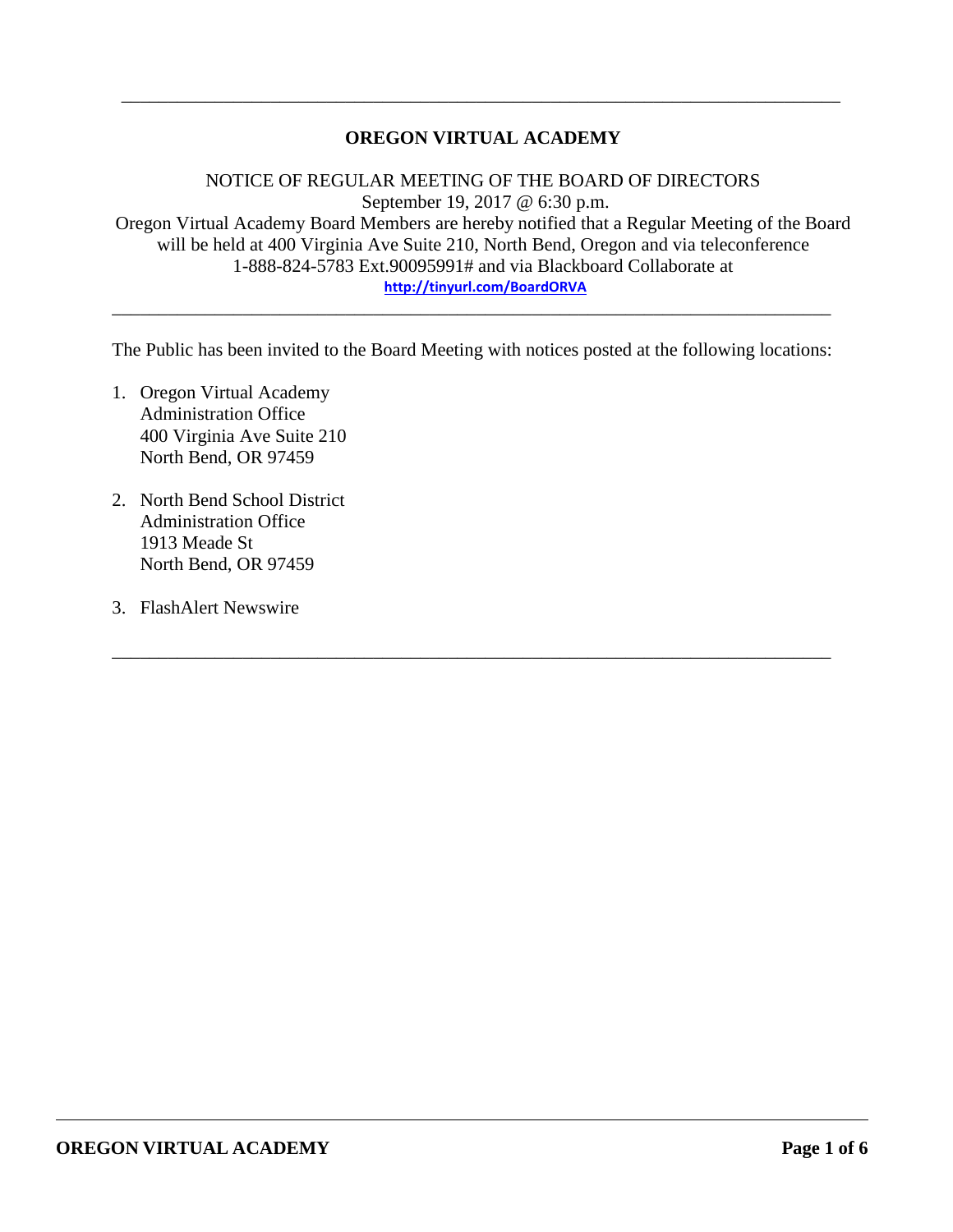# OREGON VIRTUAL ACADEMY

NOTICE OF REGULAR MEETING OF THE BOARD OF DIRECTORS
September 19, 2017 @ 6:30 p.m.
Oregon Virtual Academy Board Members are hereby notified that a Regular Meeting of the Board will be held at 400 Virginia Ave Suite 210, North Bend, Oregon and via teleconference 1-888-824-5783 Ext.90095991# and via Blackboard Collaborate at
http://tinyurl.com/BoardORVA

---

The Public has been invited to the Board Meeting with notices posted at the following locations:

1. Oregon Virtual Academy
   Administration Office
   400 Virginia Ave Suite 210
   North Bend, OR 97459

2. North Bend School District
   Administration Office
   1913 Meade St
   North Bend, OR 97459

3. FlashAlert Newswire

---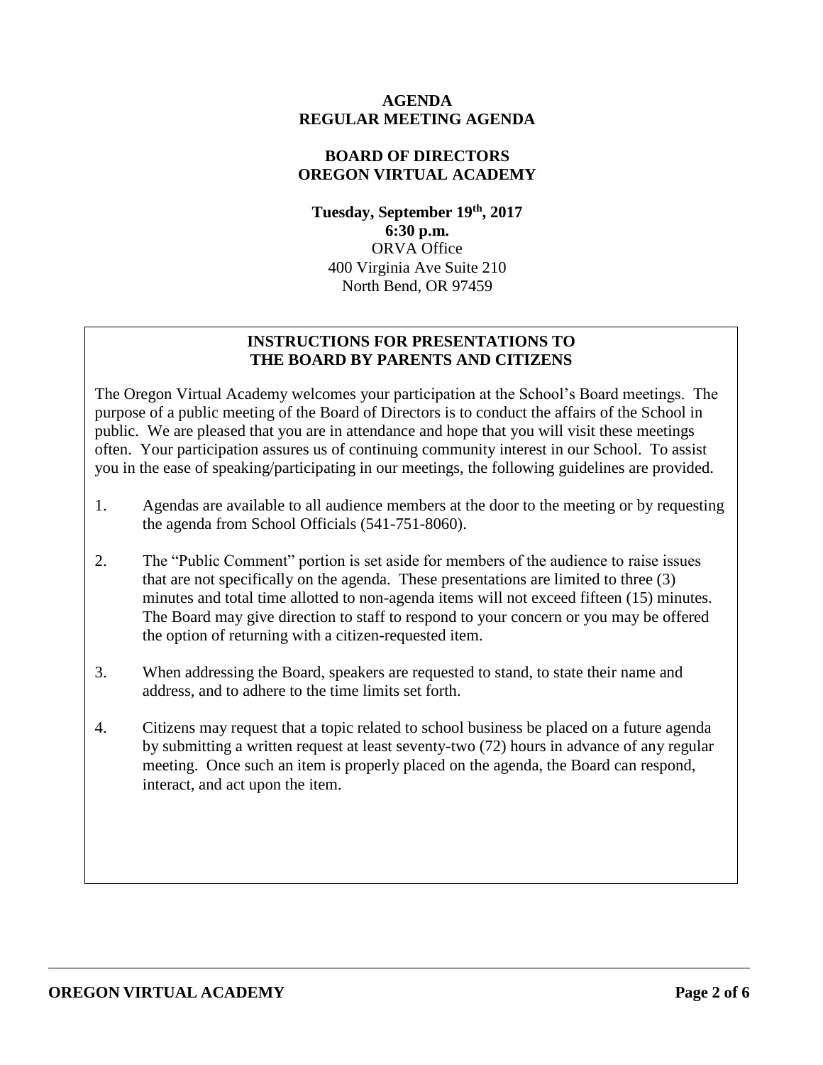**AGENDA**
**REGULAR MEETING AGENDA**

**BOARD OF DIRECTORS**
**OREGON VIRTUAL ACADEMY**

**Tuesday, September 19th, 2017**
**6:30 p.m.**
ORVA Office
400 Virginia Ave Suite 210
North Bend, OR 97459

## INSTRUCTIONS FOR PRESENTATIONS TO THE BOARD BY PARENTS AND CITIZENS

The Oregon Virtual Academy welcomes your participation at the School's Board meetings. The purpose of a public meeting of the Board of Directors is to conduct the affairs of the School in public. We are pleased that you are in attendance and hope that you will visit these meetings often. Your participation assures us of continuing community interest in our School. To assist you in the ease of speaking/participating in our meetings, the following guidelines are provided.

1. Agendas are available to all audience members at the door to the meeting or by requesting the agenda from School Officials (541-751-8060).
2. The "Public Comment" portion is set aside for members of the audience to raise issues that are not specifically on the agenda. These presentations are limited to three (3) minutes and total time allotted to non-agenda items will not exceed fifteen (15) minutes. The Board may give direction to staff to respond to your concern or you may be offered the option of returning with a citizen-requested item.
3. When addressing the Board, speakers are requested to stand, to state their name and address, and to adhere to the time limits set forth.
4. Citizens may request that a topic related to school business be placed on a future agenda by submitting a written request at least seventy-two (72) hours in advance of any regular meeting. Once such an item is properly placed on the agenda, the Board can respond, interact, and act upon the item.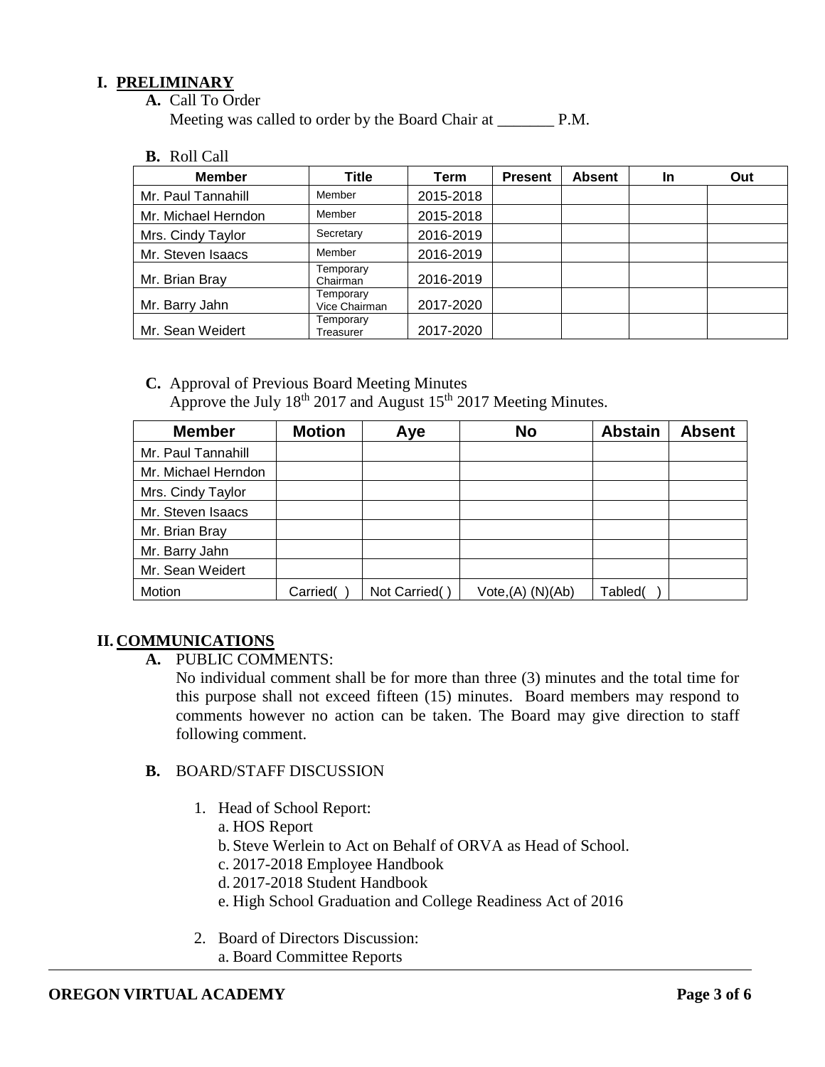## I. PRELIMINARY

**A.** Call To Order

Meeting was called to order by the Board Chair at _______ P.M.

**B.** Roll Call

| Member | Title | Term | Present | Absent | In | Out |
|---|---|---|---|---|---|---|
| Mr. Paul Tannahill | Member | 2015-2018 | | | | |
| Mr. Michael Herndon | Member | 2015-2018 | | | | |
| Mrs. Cindy Taylor | Secretary | 2016-2019 | | | | |
| Mr. Steven Isaacs | Member | 2016-2019 | | | | |
| Mr. Brian Bray | Temporary Chairman | 2016-2019 | | | | |
| Mr. Barry Jahn | Temporary Vice Chairman | 2017-2020 | | | | |
| Mr. Sean Weidert | Temporary Treasurer | 2017-2020 | | | | |

**C.** Approval of Previous Board Meeting Minutes

Approve the July 18th 2017 and August 15th 2017 Meeting Minutes.

| Member | Motion | Aye | No | Abstain | Absent |
|---|---|---|---|---|---|
| Mr. Paul Tannahill | | | | | |
| Mr. Michael Herndon | | | | | |
| Mrs. Cindy Taylor | | | | | |
| Mr. Steven Isaacs | | | | | |
| Mr. Brian Bray | | | | | |
| Mr. Barry Jahn | | | | | |
| Mr. Sean Weidert | | | | | |
| Motion | Carried( ) | Not Carried( ) | Vote,(A) (N)(Ab) | Tabled( ) | |

## II. COMMUNICATIONS

**A.** PUBLIC COMMENTS:

No individual comment shall be for more than three (3) minutes and the total time for this purpose shall not exceed fifteen (15) minutes. Board members may respond to comments however no action can be taken. The Board may give direction to staff following comment.

**B.** BOARD/STAFF DISCUSSION

1. Head of School Report:
   a. HOS Report
   b. Steve Werlein to Act on Behalf of ORVA as Head of School.
   c. 2017-2018 Employee Handbook
   d. 2017-2018 Student Handbook
   e. High School Graduation and College Readiness Act of 2016

2. Board of Directors Discussion:
   a. Board Committee Reports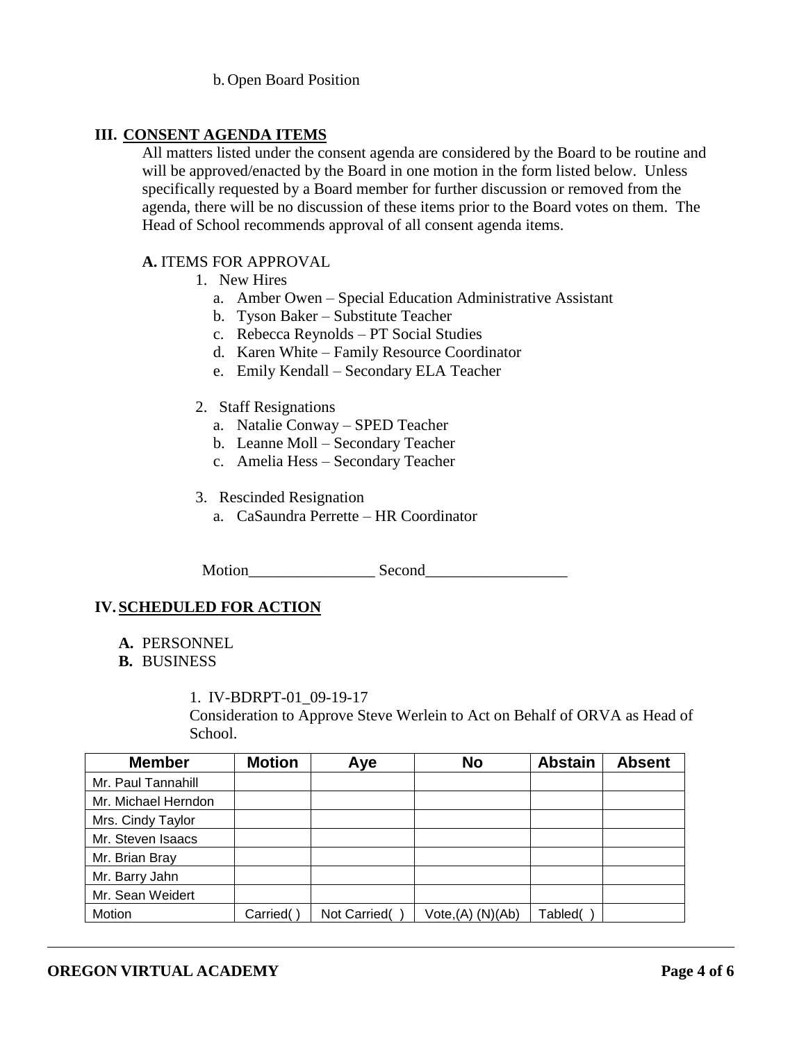b. Open Board Position

## III. CONSENT AGENDA ITEMS

All matters listed under the consent agenda are considered by the Board to be routine and will be approved/enacted by the Board in one motion in the form listed below. Unless specifically requested by a Board member for further discussion or removed from the agenda, there will be no discussion of these items prior to the Board votes on them. The Head of School recommends approval of all consent agenda items.

**A.** ITEMS FOR APPROVAL

1. New Hires
   a. Amber Owen – Special Education Administrative Assistant
   b. Tyson Baker – Substitute Teacher
   c. Rebecca Reynolds – PT Social Studies
   d. Karen White – Family Resource Coordinator
   e. Emily Kendall – Secondary ELA Teacher

2. Staff Resignations
   a. Natalie Conway – SPED Teacher
   b. Leanne Moll – Secondary Teacher
   c. Amelia Hess – Secondary Teacher

3. Rescinded Resignation
   a. CaSaundra Perrette – HR Coordinator

Motion________________ Second__________________

## IV. SCHEDULED FOR ACTION

**A.** PERSONNEL
**B.** BUSINESS

1. IV-BDRPT-01_09-19-17
Consideration to Approve Steve Werlein to Act on Behalf of ORVA as Head of School.

| Member | Motion | Aye | No | Abstain | Absent |
|---|---|---|---|---|---|
| Mr. Paul Tannahill | | | | | |
| Mr. Michael Herndon | | | | | |
| Mrs. Cindy Taylor | | | | | |
| Mr. Steven Isaacs | | | | | |
| Mr. Brian Bray | | | | | |
| Mr. Barry Jahn | | | | | |
| Mr. Sean Weidert | | | | | |
| Motion | Carried( ) | Not Carried( ) | Vote,(A) (N)(Ab) | Tabled( ) | |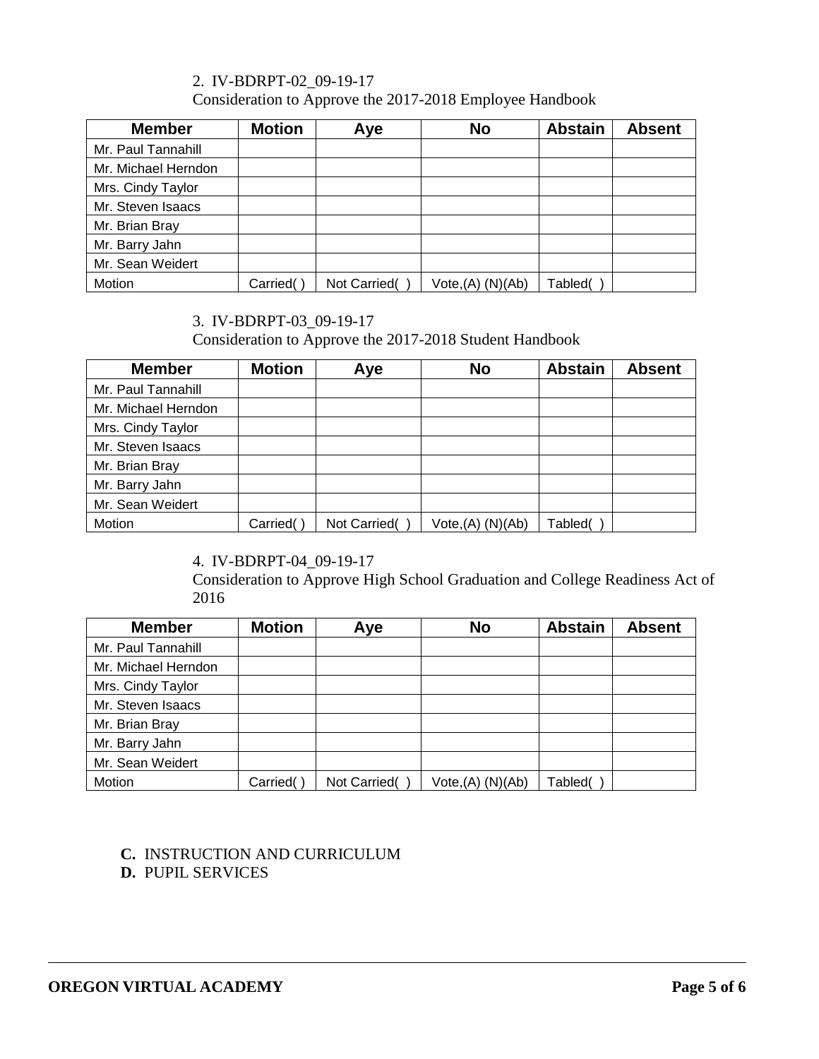2. IV-BDRPT-02_09-19-17
Consideration to Approve the 2017-2018 Employee Handbook

| Member | Motion | Aye | No | Abstain | Absent |
| --- | --- | --- | --- | --- | --- |
| Mr. Paul Tannahill | | | | | |
| Mr. Michael Herndon | | | | | |
| Mrs. Cindy Taylor | | | | | |
| Mr. Steven Isaacs | | | | | |
| Mr. Brian Bray | | | | | |
| Mr. Barry Jahn | | | | | |
| Mr. Sean Weidert | | | | | |
| Motion | Carried( ) | Not Carried( ) | Vote,(A) (N)(Ab) | Tabled( ) | |

3. IV-BDRPT-03_09-19-17
Consideration to Approve the 2017-2018 Student Handbook

| Member | Motion | Aye | No | Abstain | Absent |
| --- | --- | --- | --- | --- | --- |
| Mr. Paul Tannahill | | | | | |
| Mr. Michael Herndon | | | | | |
| Mrs. Cindy Taylor | | | | | |
| Mr. Steven Isaacs | | | | | |
| Mr. Brian Bray | | | | | |
| Mr. Barry Jahn | | | | | |
| Mr. Sean Weidert | | | | | |
| Motion | Carried( ) | Not Carried( ) | Vote,(A) (N)(Ab) | Tabled( ) | |

4. IV-BDRPT-04_09-19-17
Consideration to Approve High School Graduation and College Readiness Act of 2016

| Member | Motion | Aye | No | Abstain | Absent |
| --- | --- | --- | --- | --- | --- |
| Mr. Paul Tannahill | | | | | |
| Mr. Michael Herndon | | | | | |
| Mrs. Cindy Taylor | | | | | |
| Mr. Steven Isaacs | | | | | |
| Mr. Brian Bray | | | | | |
| Mr. Barry Jahn | | | | | |
| Mr. Sean Weidert | | | | | |
| Motion | Carried( ) | Not Carried( ) | Vote,(A) (N)(Ab) | Tabled( ) | |

**C.** INSTRUCTION AND CURRICULUM

**D.** PUPIL SERVICES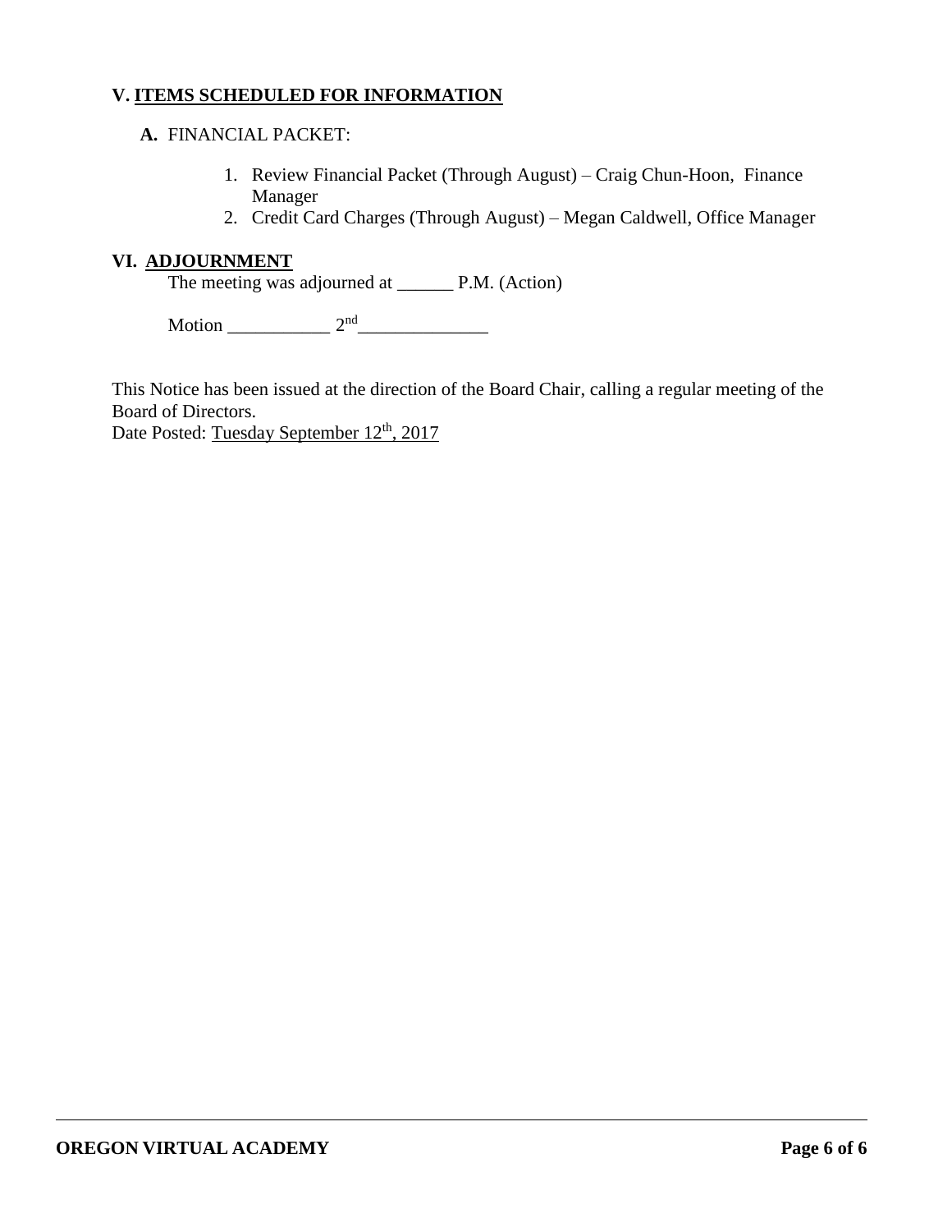### V. <u>ITEMS SCHEDULED FOR INFORMATION</u>

**A.** FINANCIAL PACKET:

1. Review Financial Packet (Through August) – Craig Chun-Hoon, Finance Manager
2. Credit Card Charges (Through August) – Megan Caldwell, Office Manager

### VI. <u>ADJOURNMENT</u>

The meeting was adjourned at ______ P.M. (Action)

Motion ___________ 2nd______________

This Notice has been issued at the direction of the Board Chair, calling a regular meeting of the Board of Directors.

Date Posted: <u>Tuesday September 12th, 2017</u>